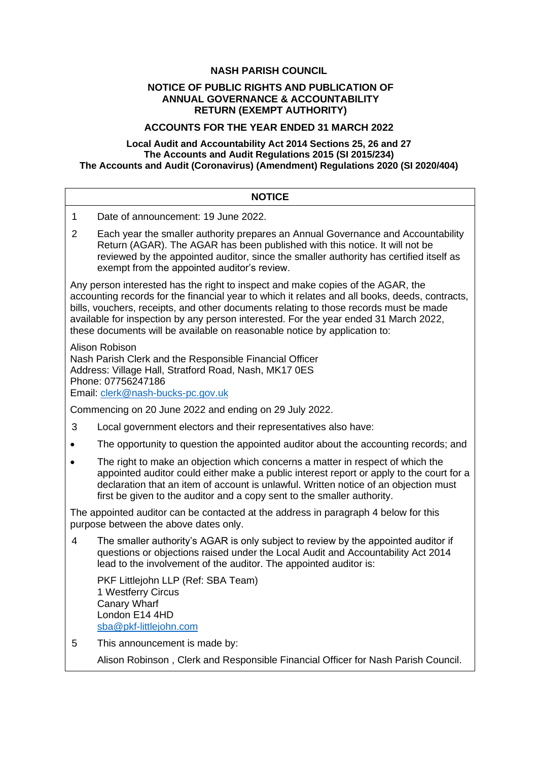# NASH PARISH COUNCIL

## NOTICE OF PUBLIC RIGHTS AND PUBLICATION OF ANNUAL GOVERNANCE & ACCOUNTABILITY RETURN (EXEMPT AUTHORITY)

## ACCOUNTS FOR THE YEAR ENDED 31 MARCH 2022

**Local Audit and Accountability Act 2014 Sections 25, 26 and 27**
**The Accounts and Audit Regulations 2015 (SI 2015/234)**
**The Accounts and Audit (Coronavirus) (Amendment) Regulations 2020 (SI 2020/404)**

### NOTICE

1. Date of announcement: 19 June 2022.

2. Each year the smaller authority prepares an Annual Governance and Accountability Return (AGAR). The AGAR has been published with this notice. It will not be reviewed by the appointed auditor, since the smaller authority has certified itself as exempt from the appointed auditor's review.

Any person interested has the right to inspect and make copies of the AGAR, the accounting records for the financial year to which it relates and all books, deeds, contracts, bills, vouchers, receipts, and other documents relating to those records must be made available for inspection by any person interested. For the year ended 31 March 2022, these documents will be available on reasonable notice by application to:

Alison Robison
Nash Parish Clerk and the Responsible Financial Officer
Address: Village Hall, Stratford Road, Nash, MK17 0ES
Phone: 07756247186
Email: clerk@nash-bucks-pc.gov.uk

Commencing on 20 June 2022 and ending on 29 July 2022.

3. Local government electors and their representatives also have:

- The opportunity to question the appointed auditor about the accounting records; and
- The right to make an objection which concerns a matter in respect of which the appointed auditor could either make a public interest report or apply to the court for a declaration that an item of account is unlawful. Written notice of an objection must first be given to the auditor and a copy sent to the smaller authority.

The appointed auditor can be contacted at the address in paragraph 4 below for this purpose between the above dates only.

4. The smaller authority's AGAR is only subject to review by the appointed auditor if questions or objections raised under the Local Audit and Accountability Act 2014 lead to the involvement of the auditor. The appointed auditor is:

   PKF Littlejohn LLP (Ref: SBA Team)
   1 Westferry Circus
   Canary Wharf
   London E14 4HD
   sba@pkf-littlejohn.com

5. This announcement is made by:

   Alison Robinson , Clerk and Responsible Financial Officer for Nash Parish Council.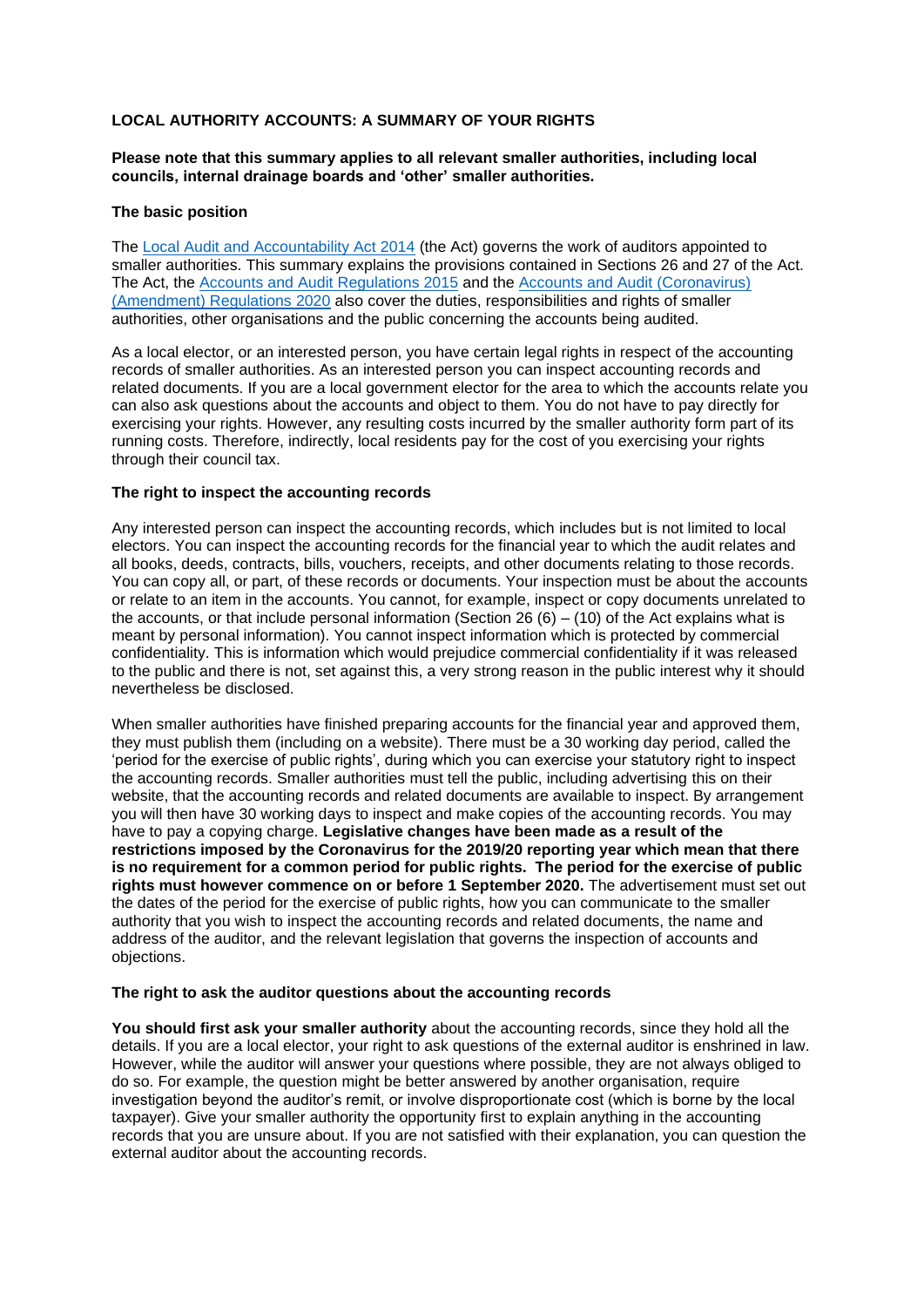**LOCAL AUTHORITY ACCOUNTS: A SUMMARY OF YOUR RIGHTS**

**Please note that this summary applies to all relevant smaller authorities, including local councils, internal drainage boards and 'other' smaller authorities.**

**The basic position**

The [Local Audit and Accountability Act 2014](#) (the Act) governs the work of auditors appointed to smaller authorities. This summary explains the provisions contained in Sections 26 and 27 of the Act. The Act, the [Accounts and Audit Regulations 2015](#) and the [Accounts and Audit (Coronavirus) (Amendment) Regulations 2020](#) also cover the duties, responsibilities and rights of smaller authorities, other organisations and the public concerning the accounts being audited.

As a local elector, or an interested person, you have certain legal rights in respect of the accounting records of smaller authorities. As an interested person you can inspect accounting records and related documents. If you are a local government elector for the area to which the accounts relate you can also ask questions about the accounts and object to them. You do not have to pay directly for exercising your rights. However, any resulting costs incurred by the smaller authority form part of its running costs. Therefore, indirectly, local residents pay for the cost of you exercising your rights through their council tax.

**The right to inspect the accounting records**

Any interested person can inspect the accounting records, which includes but is not limited to local electors. You can inspect the accounting records for the financial year to which the audit relates and all books, deeds, contracts, bills, vouchers, receipts, and other documents relating to those records. You can copy all, or part, of these records or documents. Your inspection must be about the accounts or relate to an item in the accounts. You cannot, for example, inspect or copy documents unrelated to the accounts, or that include personal information (Section 26 (6) – (10) of the Act explains what is meant by personal information). You cannot inspect information which is protected by commercial confidentiality. This is information which would prejudice commercial confidentiality if it was released to the public and there is not, set against this, a very strong reason in the public interest why it should nevertheless be disclosed.

When smaller authorities have finished preparing accounts for the financial year and approved them, they must publish them (including on a website). There must be a 30 working day period, called the 'period for the exercise of public rights', during which you can exercise your statutory right to inspect the accounting records. Smaller authorities must tell the public, including advertising this on their website, that the accounting records and related documents are available to inspect. By arrangement you will then have 30 working days to inspect and make copies of the accounting records. You may have to pay a copying charge. **Legislative changes have been made as a result of the restrictions imposed by the Coronavirus for the 2019/20 reporting year which mean that there is no requirement for a common period for public rights. The period for the exercise of public rights must however commence on or before 1 September 2020.** The advertisement must set out the dates of the period for the exercise of public rights, how you can communicate to the smaller authority that you wish to inspect the accounting records and related documents, the name and address of the auditor, and the relevant legislation that governs the inspection of accounts and objections.

**The right to ask the auditor questions about the accounting records**

**You should first ask your smaller authority** about the accounting records, since they hold all the details. If you are a local elector, your right to ask questions of the external auditor is enshrined in law. However, while the auditor will answer your questions where possible, they are not always obliged to do so. For example, the question might be better answered by another organisation, require investigation beyond the auditor's remit, or involve disproportionate cost (which is borne by the local taxpayer). Give your smaller authority the opportunity first to explain anything in the accounting records that you are unsure about. If you are not satisfied with their explanation, you can question the external auditor about the accounting records.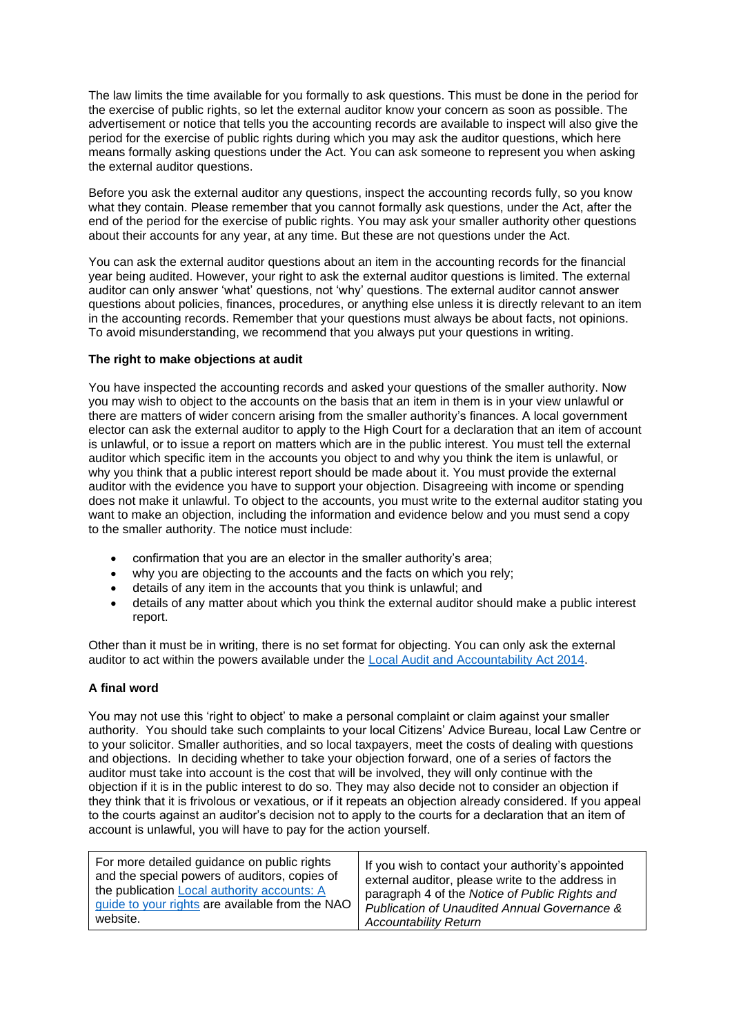The law limits the time available for you formally to ask questions. This must be done in the period for the exercise of public rights, so let the external auditor know your concern as soon as possible. The advertisement or notice that tells you the accounting records are available to inspect will also give the period for the exercise of public rights during which you may ask the auditor questions, which here means formally asking questions under the Act. You can ask someone to represent you when asking the external auditor questions.

Before you ask the external auditor any questions, inspect the accounting records fully, so you know what they contain. Please remember that you cannot formally ask questions, under the Act, after the end of the period for the exercise of public rights. You may ask your smaller authority other questions about their accounts for any year, at any time. But these are not questions under the Act.

You can ask the external auditor questions about an item in the accounting records for the financial year being audited. However, your right to ask the external auditor questions is limited. The external auditor can only answer 'what' questions, not 'why' questions. The external auditor cannot answer questions about policies, finances, procedures, or anything else unless it is directly relevant to an item in the accounting records. Remember that your questions must always be about facts, not opinions. To avoid misunderstanding, we recommend that you always put your questions in writing.

**The right to make objections at audit**

You have inspected the accounting records and asked your questions of the smaller authority. Now you may wish to object to the accounts on the basis that an item in them is in your view unlawful or there are matters of wider concern arising from the smaller authority's finances. A local government elector can ask the external auditor to apply to the High Court for a declaration that an item of account is unlawful, or to issue a report on matters which are in the public interest. You must tell the external auditor which specific item in the accounts you object to and why you think the item is unlawful, or why you think that a public interest report should be made about it. You must provide the external auditor with the evidence you have to support your objection. Disagreeing with income or spending does not make it unlawful. To object to the accounts, you must write to the external auditor stating you want to make an objection, including the information and evidence below and you must send a copy to the smaller authority. The notice must include:

- confirmation that you are an elector in the smaller authority's area;
- why you are objecting to the accounts and the facts on which you rely;
- details of any item in the accounts that you think is unlawful; and
- details of any matter about which you think the external auditor should make a public interest report.

Other than it must be in writing, there is no set format for objecting. You can only ask the external auditor to act within the powers available under the Local Audit and Accountability Act 2014.

**A final word**

You may not use this 'right to object' to make a personal complaint or claim against your smaller authority. You should take such complaints to your local Citizens' Advice Bureau, local Law Centre or to your solicitor. Smaller authorities, and so local taxpayers, meet the costs of dealing with questions and objections. In deciding whether to take your objection forward, one of a series of factors the auditor must take into account is the cost that will be involved, they will only continue with the objection if it is in the public interest to do so. They may also decide not to consider an objection if they think that it is frivolous or vexatious, or if it repeats an objection already considered. If you appeal to the courts against an auditor's decision not to apply to the courts for a declaration that an item of account is unlawful, you will have to pay for the action yourself.

| | |
|---|---|
| For more detailed guidance on public rights and the special powers of auditors, copies of the publication Local authority accounts: A guide to your rights are available from the NAO website. | If you wish to contact your authority's appointed external auditor, please write to the address in paragraph 4 of the *Notice of Public Rights and Publication of Unaudited Annual Governance & Accountability Return* |